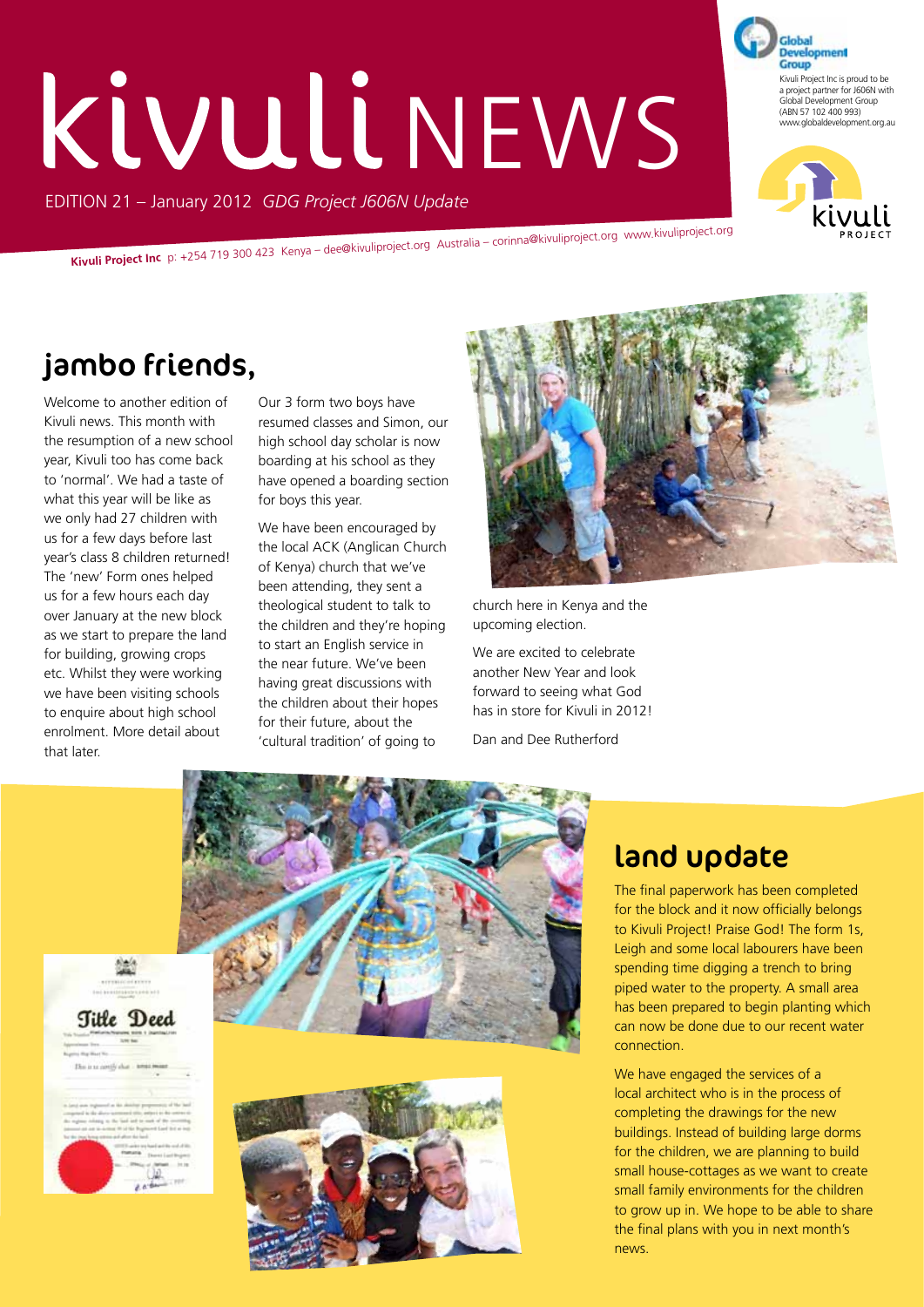# kivuli NEWS

EDITION 21 – January 2012 *GDG Project J606N Update*

Kivuli Project Inc is proud to be a project partner for J606N with Global Development Group (ABN 57 102 400 993) www.globaldevelopment.org.au

**Kivuli Project Inc** p: +254 719 300 423 Kenya – dee@kivuliproject.org Australia – corinna@kivuliproject.org www.kivuliproject.org

## jambo friends,

Welcome to another edition of Kivuli news. This month with the resumption of a new school year, Kivuli too has come back to 'normal'. We had a taste of what this year will be like as we only had 27 children with us for a few days before last year's class 8 children returned! The 'new' Form ones helped us for a few hours each day over January at the new block as we start to prepare the land for building, growing crops etc. Whilst they were working we have been visiting schools to enquire about high school enrolment. More detail about that later.

Our 3 form two boys have resumed classes and Simon, our high school day scholar is now boarding at his school as they have opened a boarding section for boys this year.

We have been encouraged by the local ACK (Anglican Church of Kenya) church that we've been attending, they sent a theological student to talk to the children and they're hoping to start an English service in the near future. We've been having great discussions with the children about their hopes for their future, about the 'cultural tradition' of going to church here in Kenya and the upcoming election.

We are excited to celebrate another New Year and look forward to seeing what God has in store for Kivuli in 2012!

Dan and Dee Rutherford

## land update

The final paperwork has been completed for the block and it now officially belongs to Kivuli Project! Praise God! The form 1s, Leigh and some local labourers have been spending time digging a trench to bring piped water to the property. A small area has been prepared to begin planting which can now be done due to our recent water connection.

We have engaged the services of a local architect who is in the process of completing the drawings for the new buildings. Instead of building large dorms for the children, we are planning to build small house-cottages as we want to create small family environments for the children to grow up in. We hope to be able to share the final plans with you in next month's news.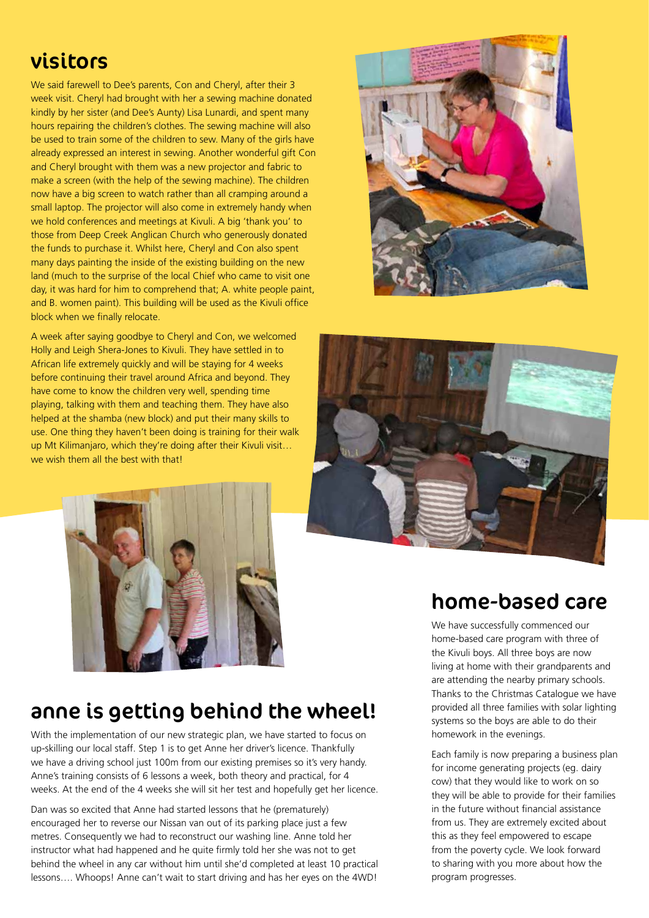## visitors

We said farewell to Dee's parents, Con and Cheryl, after their 3 week visit. Cheryl had brought with her a sewing machine donated kindly by her sister (and Dee's Aunty) Lisa Lunardi, and spent many hours repairing the children's clothes. The sewing machine will also be used to train some of the children to sew. Many of the girls have already expressed an interest in sewing. Another wonderful gift Con and Cheryl brought with them was a new projector and fabric to make a screen (with the help of the sewing machine). The children now have a big screen to watch rather than all cramping around a small laptop. The projector will also come in extremely handy when we hold conferences and meetings at Kivuli. A big 'thank you' to those from Deep Creek Anglican Church who generously donated the funds to purchase it. Whilst here, Cheryl and Con also spent many days painting the inside of the existing building on the new land (much to the surprise of the local Chief who came to visit one day, it was hard for him to comprehend that; A. white people paint, and B. women paint). This building will be used as the Kivuli office block when we finally relocate.

A week after saying goodbye to Cheryl and Con, we welcomed Holly and Leigh Shera-Jones to Kivuli. They have settled in to African life extremely quickly and will be staying for 4 weeks before continuing their travel around Africa and beyond. They have come to know the children very well, spending time playing, talking with them and teaching them. They have also helped at the shamba (new block) and put their many skills to use. One thing they haven't been doing is training for their walk up Mt Kilimanjaro, which they're doing after their Kivuli visit… we wish them all the best with that!

## anne is getting behind the wheel!

With the implementation of our new strategic plan, we have started to focus on up-skilling our local staff. Step 1 is to get Anne her driver's licence. Thankfully we have a driving school just 100m from our existing premises so it's very handy. Anne's training consists of 6 lessons a week, both theory and practical, for 4 weeks. At the end of the 4 weeks she will sit her test and hopefully get her licence.

Dan was so excited that Anne had started lessons that he (prematurely) encouraged her to reverse our Nissan van out of its parking place just a few metres. Consequently we had to reconstruct our washing line. Anne told her instructor what had happened and he quite firmly told her she was not to get behind the wheel in any car without him until she'd completed at least 10 practical lessons…. Whoops! Anne can't wait to start driving and has her eyes on the 4WD!

## home-based care

We have successfully commenced our home-based care program with three of the Kivuli boys. All three boys are now living at home with their grandparents and are attending the nearby primary schools. Thanks to the Christmas Catalogue we have provided all three families with solar lighting systems so the boys are able to do their homework in the evenings.

Each family is now preparing a business plan for income generating projects (eg. dairy cow) that they would like to work on so they will be able to provide for their families in the future without financial assistance from us. They are extremely excited about this as they feel empowered to escape from the poverty cycle. We look forward to sharing with you more about how the program progresses.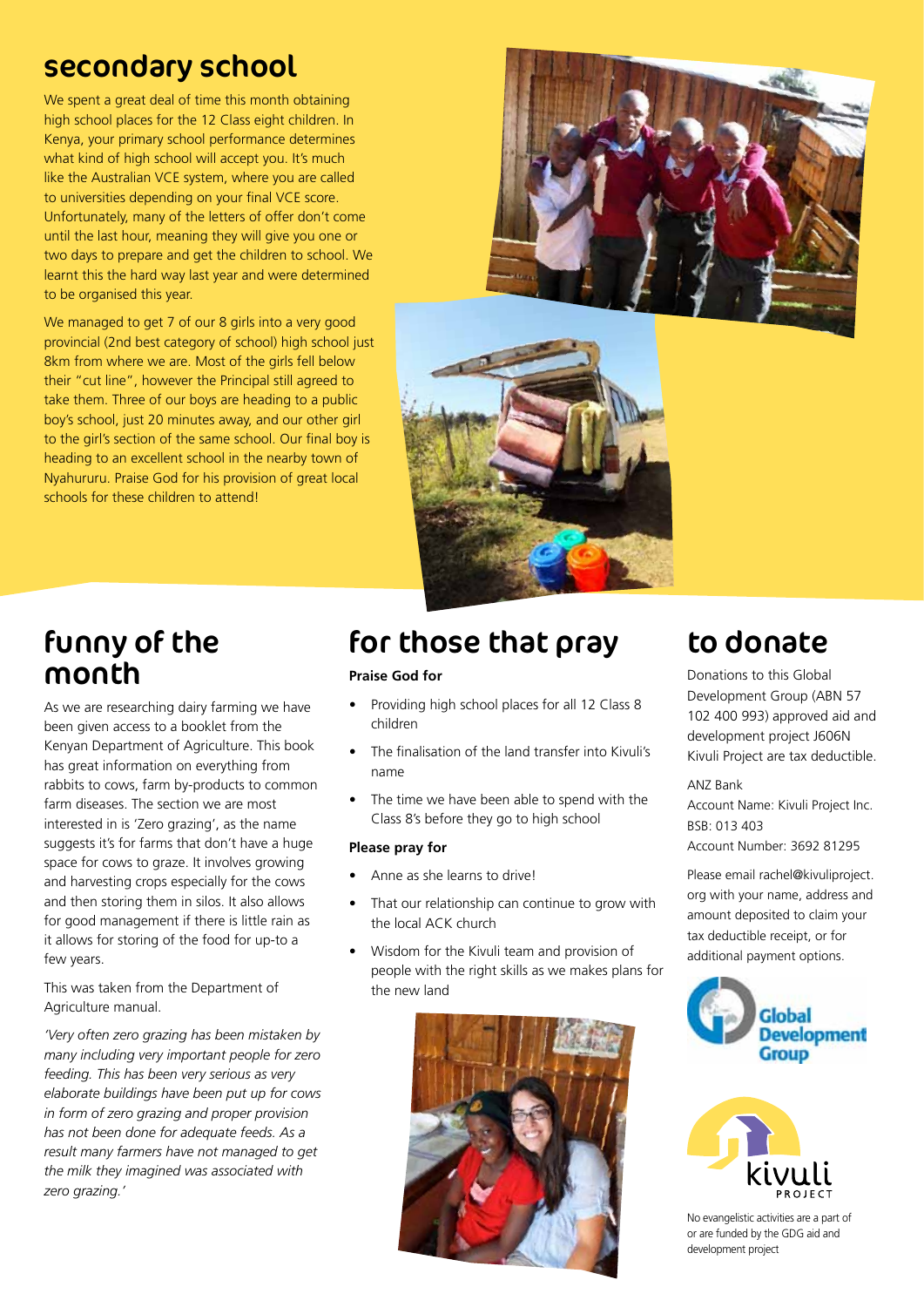## secondary school

We spent a great deal of time this month obtaining high school places for the 12 Class eight children. In Kenya, your primary school performance determines what kind of high school will accept you. It's much like the Australian VCE system, where you are called to universities depending on your final VCE score. Unfortunately, many of the letters of offer don't come until the last hour, meaning they will give you one or two days to prepare and get the children to school. We learnt this the hard way last year and were determined to be organised this year.

We managed to get 7 of our 8 girls into a very good provincial (2nd best category of school) high school just 8km from where we are. Most of the girls fell below their "cut line", however the Principal still agreed to take them. Three of our boys are heading to a public boy's school, just 20 minutes away, and our other girl to the girl's section of the same school. Our final boy is heading to an excellent school in the nearby town of Nyahururu. Praise God for his provision of great local schools for these children to attend!

## funny of the month

As we are researching dairy farming we have been given access to a booklet from the Kenyan Department of Agriculture. This book has great information on everything from rabbits to cows, farm by-products to common farm diseases. The section we are most interested in is 'Zero grazing', as the name suggests it's for farms that don't have a huge space for cows to graze. It involves growing and harvesting crops especially for the cows and then storing them in silos. It also allows for good management if there is little rain as it allows for storing of the food for up-to a few years.

This was taken from the Department of Agriculture manual.

*'Very often zero grazing has been mistaken by many including very important people for zero feeding. This has been very serious as very elaborate buildings have been put up for cows in form of zero grazing and proper provision has not been done for adequate feeds. As a result many farmers have not managed to get the milk they imagined was associated with zero grazing.'*

## for those that pray

**Praise God for**

- Providing high school places for all 12 Class 8 children
- The finalisation of the land transfer into Kivuli's name
- The time we have been able to spend with the Class 8's before they go to high school

**Please pray for**

- Anne as she learns to drive!
- That our relationship can continue to grow with the local ACK church
- Wisdom for the Kivuli team and provision of people with the right skills as we makes plans for the new land

## to donate

Donations to this Global Development Group (ABN 57 102 400 993) approved aid and development project J606N Kivuli Project are tax deductible.

ANZ Bank
Account Name: Kivuli Project Inc.
BSB: 013 403
Account Number: 3692 81295

Please email rachel@kivuliproject.org with your name, address and amount deposited to claim your tax deductible receipt, or for additional payment options.

Global Development Group

kivuli PROJECT

No evangelistic activities are a part of or are funded by the GDG aid and development project